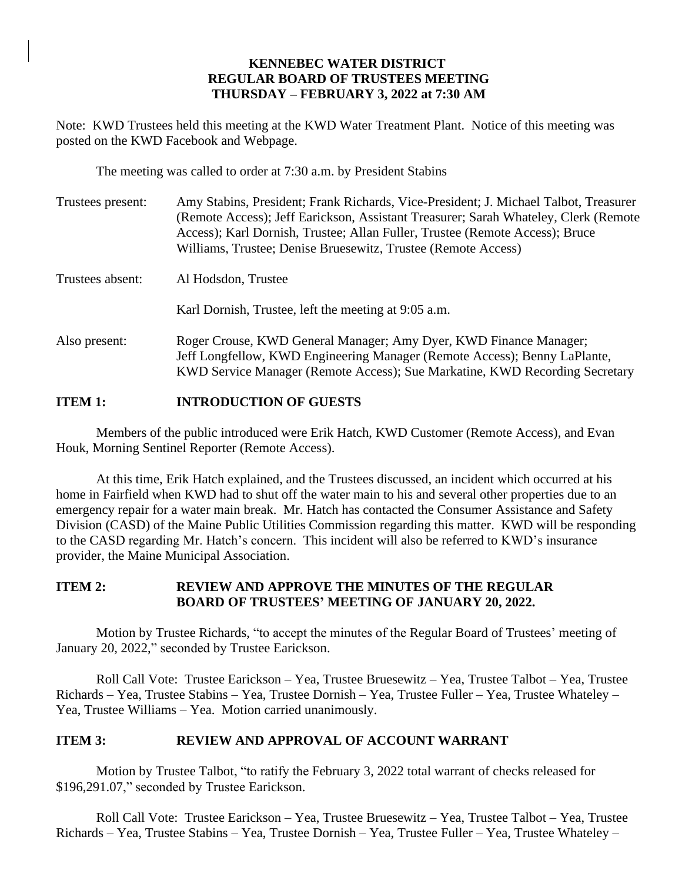**KENNEBEC WATER DISTRICT**
**REGULAR BOARD OF TRUSTEES MEETING**
**THURSDAY – FEBRUARY 3, 2022 at 7:30 AM**

Note: KWD Trustees held this meeting at the KWD Water Treatment Plant. Notice of this meeting was posted on the KWD Facebook and Webpage.

The meeting was called to order at 7:30 a.m. by President Stabins

Trustees present: Amy Stabins, President; Frank Richards, Vice-President; J. Michael Talbot, Treasurer (Remote Access); Jeff Earickson, Assistant Treasurer; Sarah Whateley, Clerk (Remote Access); Karl Dornish, Trustee; Allan Fuller, Trustee (Remote Access); Bruce Williams, Trustee; Denise Bruesewitz, Trustee (Remote Access)

Trustees absent: Al Hodsdon, Trustee

Karl Dornish, Trustee, left the meeting at 9:05 a.m.

Also present: Roger Crouse, KWD General Manager; Amy Dyer, KWD Finance Manager; Jeff Longfellow, KWD Engineering Manager (Remote Access); Benny LaPlante, KWD Service Manager (Remote Access); Sue Markatine, KWD Recording Secretary

## ITEM 1: INTRODUCTION OF GUESTS

Members of the public introduced were Erik Hatch, KWD Customer (Remote Access), and Evan Houk, Morning Sentinel Reporter (Remote Access).

At this time, Erik Hatch explained, and the Trustees discussed, an incident which occurred at his home in Fairfield when KWD had to shut off the water main to his and several other properties due to an emergency repair for a water main break. Mr. Hatch has contacted the Consumer Assistance and Safety Division (CASD) of the Maine Public Utilities Commission regarding this matter. KWD will be responding to the CASD regarding Mr. Hatch's concern. This incident will also be referred to KWD's insurance provider, the Maine Municipal Association.

## ITEM 2: REVIEW AND APPROVE THE MINUTES OF THE REGULAR BOARD OF TRUSTEES' MEETING OF JANUARY 20, 2022.

Motion by Trustee Richards, "to accept the minutes of the Regular Board of Trustees' meeting of January 20, 2022," seconded by Trustee Earickson.

Roll Call Vote: Trustee Earickson – Yea, Trustee Bruesewitz – Yea, Trustee Talbot – Yea, Trustee Richards – Yea, Trustee Stabins – Yea, Trustee Dornish – Yea, Trustee Fuller – Yea, Trustee Whateley – Yea, Trustee Williams – Yea. Motion carried unanimously.

## ITEM 3: REVIEW AND APPROVAL OF ACCOUNT WARRANT

Motion by Trustee Talbot, "to ratify the February 3, 2022 total warrant of checks released for $196,291.07," seconded by Trustee Earickson.

Roll Call Vote: Trustee Earickson – Yea, Trustee Bruesewitz – Yea, Trustee Talbot – Yea, Trustee Richards – Yea, Trustee Stabins – Yea, Trustee Dornish – Yea, Trustee Fuller – Yea, Trustee Whateley –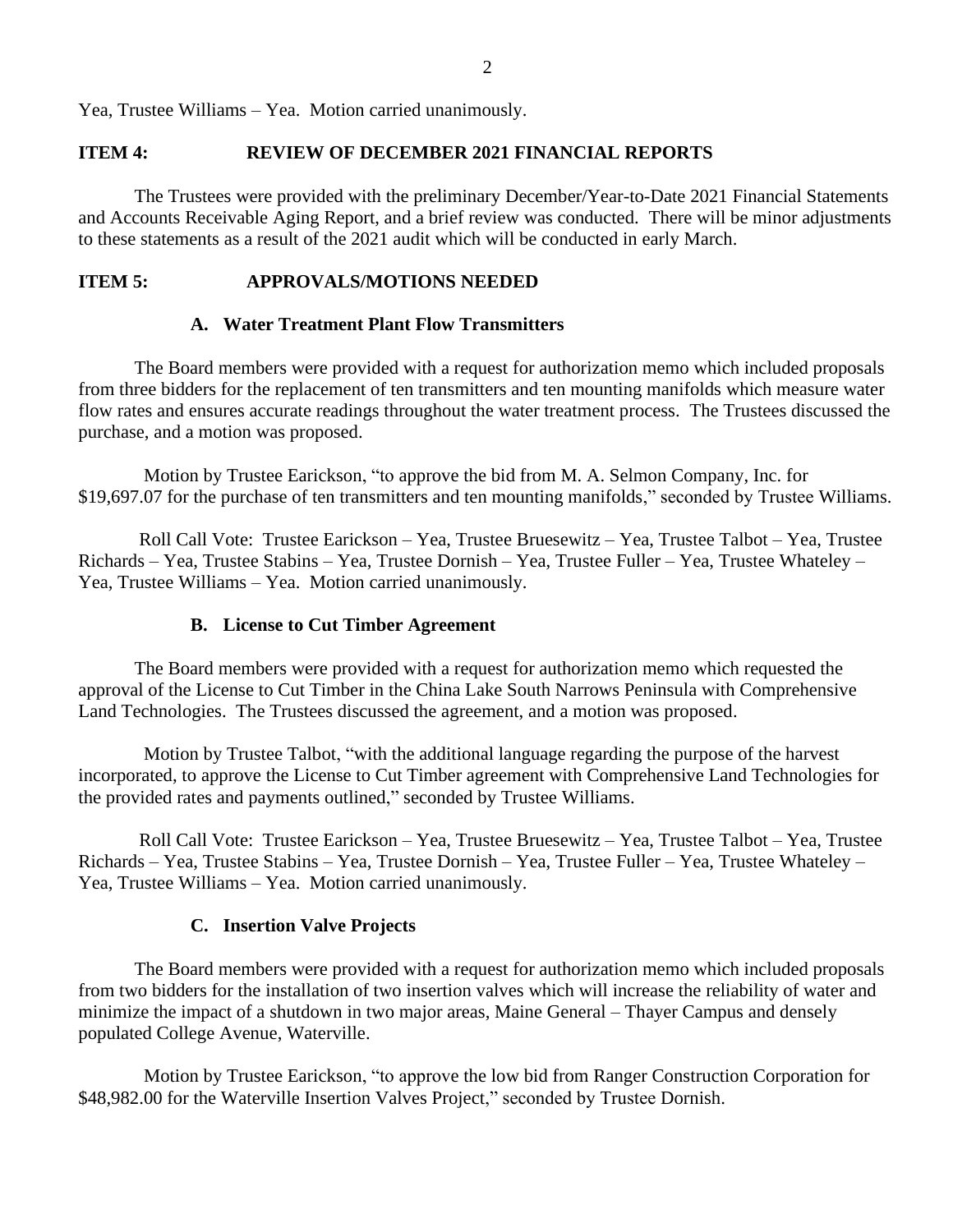Yea, Trustee Williams – Yea. Motion carried unanimously.

## ITEM 4: REVIEW OF DECEMBER 2021 FINANCIAL REPORTS

The Trustees were provided with the preliminary December/Year-to-Date 2021 Financial Statements and Accounts Receivable Aging Report, and a brief review was conducted. There will be minor adjustments to these statements as a result of the 2021 audit which will be conducted in early March.

## ITEM 5: APPROVALS/MOTIONS NEEDED

### A. Water Treatment Plant Flow Transmitters

The Board members were provided with a request for authorization memo which included proposals from three bidders for the replacement of ten transmitters and ten mounting manifolds which measure water flow rates and ensures accurate readings throughout the water treatment process. The Trustees discussed the purchase, and a motion was proposed.

Motion by Trustee Earickson, "to approve the bid from M. A. Selmon Company, Inc. for $19,697.07 for the purchase of ten transmitters and ten mounting manifolds," seconded by Trustee Williams.

Roll Call Vote: Trustee Earickson – Yea, Trustee Bruesewitz – Yea, Trustee Talbot – Yea, Trustee Richards – Yea, Trustee Stabins – Yea, Trustee Dornish – Yea, Trustee Fuller – Yea, Trustee Whateley – Yea, Trustee Williams – Yea. Motion carried unanimously.

### B. License to Cut Timber Agreement

The Board members were provided with a request for authorization memo which requested the approval of the License to Cut Timber in the China Lake South Narrows Peninsula with Comprehensive Land Technologies. The Trustees discussed the agreement, and a motion was proposed.

Motion by Trustee Talbot, "with the additional language regarding the purpose of the harvest incorporated, to approve the License to Cut Timber agreement with Comprehensive Land Technologies for the provided rates and payments outlined," seconded by Trustee Williams.

Roll Call Vote: Trustee Earickson – Yea, Trustee Bruesewitz – Yea, Trustee Talbot – Yea, Trustee Richards – Yea, Trustee Stabins – Yea, Trustee Dornish – Yea, Trustee Fuller – Yea, Trustee Whateley – Yea, Trustee Williams – Yea. Motion carried unanimously.

### C. Insertion Valve Projects

The Board members were provided with a request for authorization memo which included proposals from two bidders for the installation of two insertion valves which will increase the reliability of water and minimize the impact of a shutdown in two major areas, Maine General – Thayer Campus and densely populated College Avenue, Waterville.

Motion by Trustee Earickson, "to approve the low bid from Ranger Construction Corporation for $48,982.00 for the Waterville Insertion Valves Project," seconded by Trustee Dornish.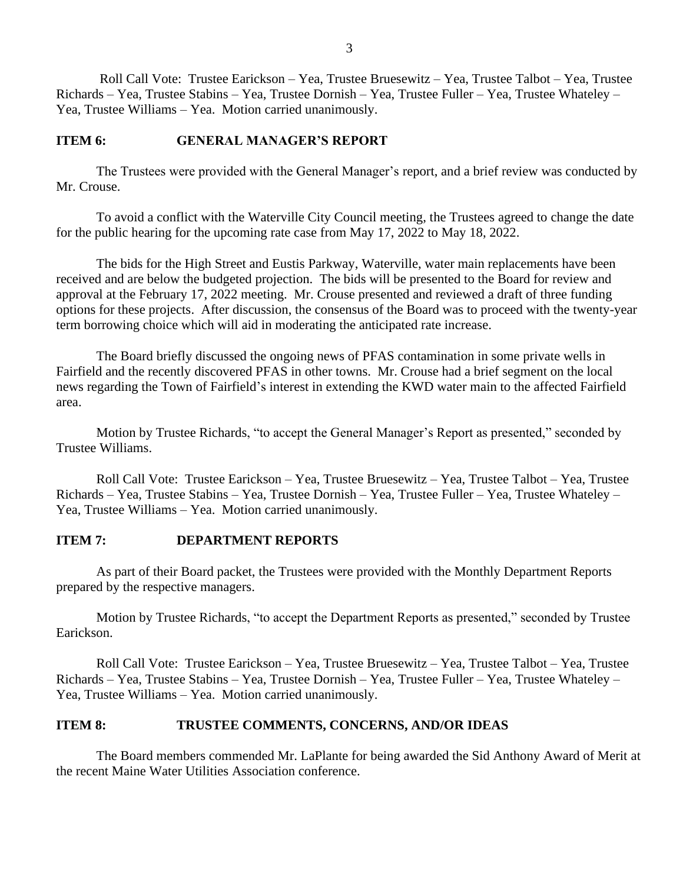Roll Call Vote: Trustee Earickson – Yea, Trustee Bruesewitz – Yea, Trustee Talbot – Yea, Trustee Richards – Yea, Trustee Stabins – Yea, Trustee Dornish – Yea, Trustee Fuller – Yea, Trustee Whateley – Yea, Trustee Williams – Yea. Motion carried unanimously.

**ITEM 6: GENERAL MANAGER'S REPORT**

The Trustees were provided with the General Manager's report, and a brief review was conducted by Mr. Crouse.

To avoid a conflict with the Waterville City Council meeting, the Trustees agreed to change the date for the public hearing for the upcoming rate case from May 17, 2022 to May 18, 2022.

The bids for the High Street and Eustis Parkway, Waterville, water main replacements have been received and are below the budgeted projection. The bids will be presented to the Board for review and approval at the February 17, 2022 meeting. Mr. Crouse presented and reviewed a draft of three funding options for these projects. After discussion, the consensus of the Board was to proceed with the twenty-year term borrowing choice which will aid in moderating the anticipated rate increase.

The Board briefly discussed the ongoing news of PFAS contamination in some private wells in Fairfield and the recently discovered PFAS in other towns. Mr. Crouse had a brief segment on the local news regarding the Town of Fairfield's interest in extending the KWD water main to the affected Fairfield area.

Motion by Trustee Richards, "to accept the General Manager's Report as presented," seconded by Trustee Williams.

Roll Call Vote: Trustee Earickson – Yea, Trustee Bruesewitz – Yea, Trustee Talbot – Yea, Trustee Richards – Yea, Trustee Stabins – Yea, Trustee Dornish – Yea, Trustee Fuller – Yea, Trustee Whateley – Yea, Trustee Williams – Yea. Motion carried unanimously.

**ITEM 7: DEPARTMENT REPORTS**

As part of their Board packet, the Trustees were provided with the Monthly Department Reports prepared by the respective managers.

Motion by Trustee Richards, "to accept the Department Reports as presented," seconded by Trustee Earickson.

Roll Call Vote: Trustee Earickson – Yea, Trustee Bruesewitz – Yea, Trustee Talbot – Yea, Trustee Richards – Yea, Trustee Stabins – Yea, Trustee Dornish – Yea, Trustee Fuller – Yea, Trustee Whateley – Yea, Trustee Williams – Yea. Motion carried unanimously.

**ITEM 8: TRUSTEE COMMENTS, CONCERNS, AND/OR IDEAS**

The Board members commended Mr. LaPlante for being awarded the Sid Anthony Award of Merit at the recent Maine Water Utilities Association conference.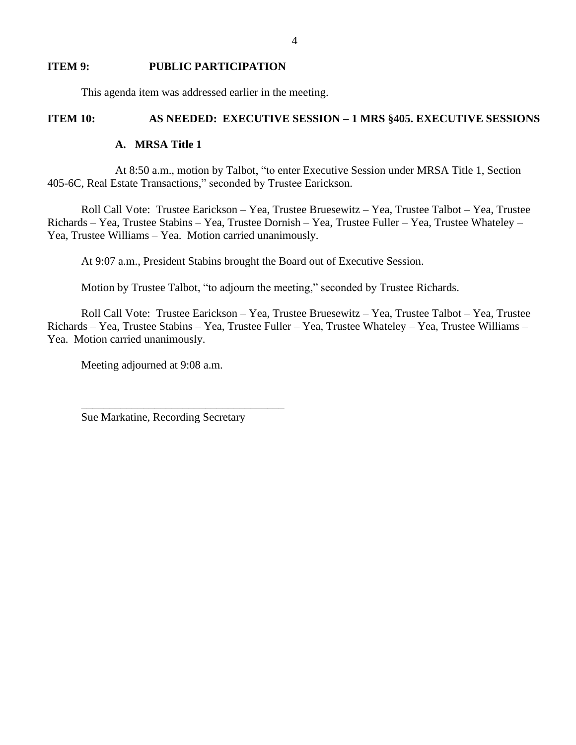**ITEM 9: PUBLIC PARTICIPATION**

This agenda item was addressed earlier in the meeting.

**ITEM 10: AS NEEDED: EXECUTIVE SESSION – 1 MRS §405. EXECUTIVE SESSIONS**

**A. MRSA Title 1**

At 8:50 a.m., motion by Talbot, "to enter Executive Session under MRSA Title 1, Section 405-6C, Real Estate Transactions," seconded by Trustee Earickson.

Roll Call Vote: Trustee Earickson – Yea, Trustee Bruesewitz – Yea, Trustee Talbot – Yea, Trustee Richards – Yea, Trustee Stabins – Yea, Trustee Dornish – Yea, Trustee Fuller – Yea, Trustee Whateley – Yea, Trustee Williams – Yea. Motion carried unanimously.

At 9:07 a.m., President Stabins brought the Board out of Executive Session.

Motion by Trustee Talbot, "to adjourn the meeting," seconded by Trustee Richards.

Roll Call Vote: Trustee Earickson – Yea, Trustee Bruesewitz – Yea, Trustee Talbot – Yea, Trustee Richards – Yea, Trustee Stabins – Yea, Trustee Fuller – Yea, Trustee Whateley – Yea, Trustee Williams – Yea. Motion carried unanimously.

Meeting adjourned at 9:08 a.m.

\_\_\_\_\_\_\_\_\_\_\_\_\_\_\_\_\_\_\_\_\_\_\_\_\_\_\_\_\_\_\_\_\_\_\_\_

Sue Markatine, Recording Secretary